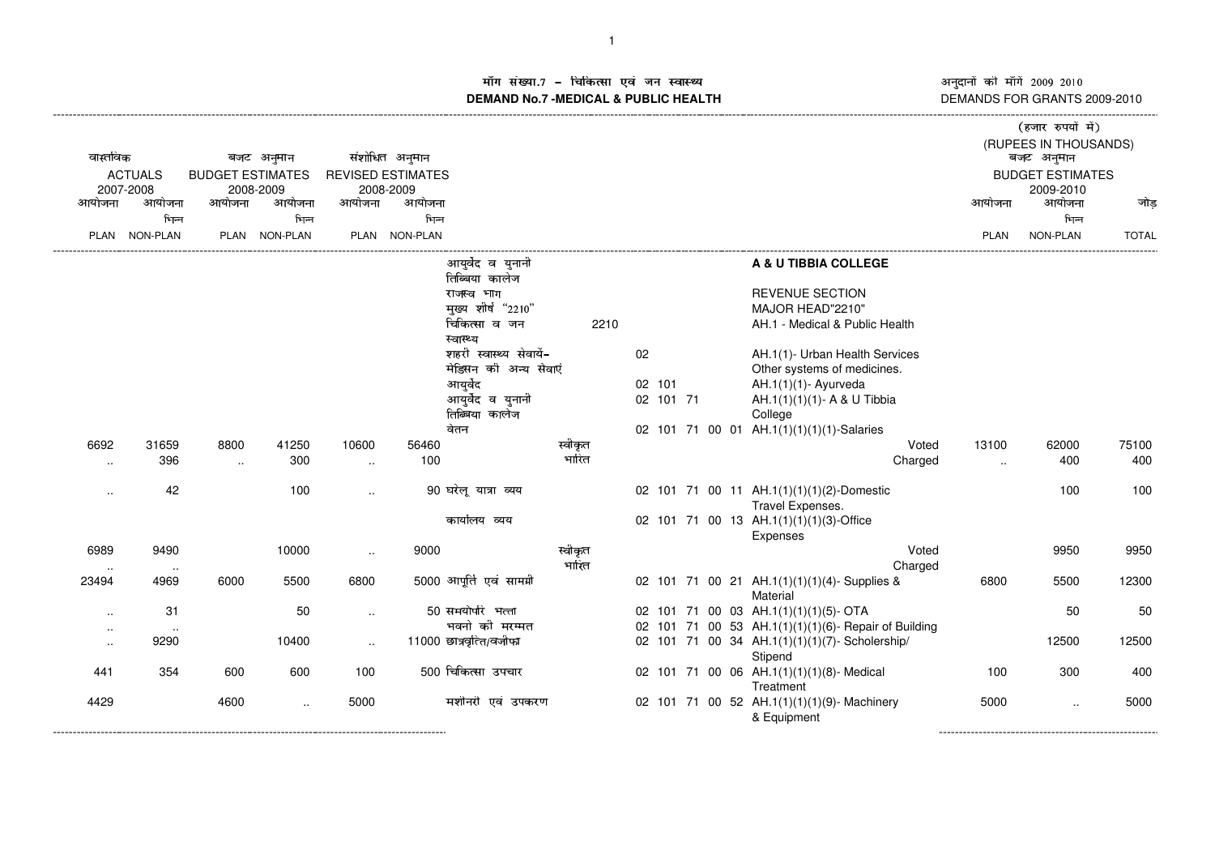# मॉग संख्या.7 – चिकित्सा एवं जन स्वास्थ्य
# DEMAND No.7 -MEDICAL & PUBLIC HEALTH

अनुदानों की माँगें 2009 2010
DEMANDS FOR GRANTS 2009-2010

(हजार रुपयों में)
(RUPEES IN THOUSANDS)

| वास्तविक ACTUALS 2007-2008 | | बजट अनुमान BUDGET ESTIMATES 2008-2009 | | संशोधित अनुमान REVISED ESTIMATES 2008-2009 | | | | | | बजट अनुमान BUDGET ESTIMATES 2009-2010 | | |
|---|---|---|---|---|---|---|---|---|---|---|---|---|
| आयोजना PLAN | आयोजना भिन्न NON-PLAN | आयोजना PLAN | आयोजना भिन्न NON-PLAN | आयोजना PLAN | आयोजना भिन्न NON-PLAN | | | | | आयोजना PLAN | आयोजना भिन्न NON-PLAN | जोड़ TOTAL |
| | | | | | | आयुर्वेद व युनानी तिब्बिया कालेज | | | **A & U TIBBIA COLLEGE** | | | |
| | | | | | | राजस्व भाग | | | REVENUE SECTION | | | |
| | | | | | | मुख्य शीर्ष "2210" | | | MAJOR HEAD"2210" | | | |
| | | | | | | चिकित्सा व जन स्वास्थ्य | | 2210 | AH.1 - Medical & Public Health | | | |
| | | | | | | शहरी स्वास्थ्य सेवायें-मेडिसन की अन्य सेवाएं | | 02 | AH.1(1)- Urban Health Services Other systems of medicines. | | | |
| | | | | | | आयुर्वेद | | 02 101 | AH.1(1)(1)- Ayurveda | | | |
| | | | | | | आयुर्वेद व युनानी तिब्बिया कालेज | | 02 101 71 | AH.1(1)(1)(1)- A & U Tibbia College | | | |
| | | | | | | वेतन | | 02 101 71 00 01 | AH.1(1)(1)(1)(1)-Salaries | | | |
| 6692 | 31659 | 8800 | 41250 | 10600 | 56460 | | स्वीकृत | | Voted | 13100 | 62000 | 75100 |
| .. | 396 | .. | 300 | .. | 100 | | भारित | | Charged | .. | 400 | 400 |
| .. | 42 | | 100 | .. | 90 | घरेलू यात्रा व्यय | | 02 101 71 00 11 | AH.1(1)(1)(1)(2)-Domestic Travel Expenses. | | 100 | 100 |
| | | | | | | कार्यालय व्यय | | 02 101 71 00 13 | AH.1(1)(1)(1)(3)-Office Expenses | | | |
| 6989 | 9490 | | 10000 | .. | 9000 | | स्वीकृत | | Voted | | 9950 | 9950 |
| .. | .. | | | | | | भारित | | Charged | | | |
| 23494 | 4969 | 6000 | 5500 | 6800 | 5000 | आपूर्ति एवं सामग्री | | 02 101 71 00 21 | AH.1(1)(1)(1)(4)- Supplies & Material | 6800 | 5500 | 12300 |
| .. | 31 | | 50 | .. | 50 | समयोपरि भत्ता | | 02 101 71 00 03 | AH.1(1)(1)(1)(5)- OTA | | 50 | 50 |
| .. | .. | | | | | भवनो की मरम्मत | | 02 101 71 00 53 | AH.1(1)(1)(1)(6)- Repair of Building | | | |
| .. | 9290 | | 10400 | .. | 11000 | छात्रवृत्ति/वजीफा | | 02 101 71 00 34 | AH.1(1)(1)(1)(7)- Scholership/ Stipend | | 12500 | 12500 |
| 441 | 354 | 600 | 600 | 100 | 500 | चिकित्सा उपचार | | 02 101 71 00 06 | AH.1(1)(1)(1)(8)- Medical Treatment | 100 | 300 | 400 |
| 4429 | | 4600 | .. | 5000 | | मशीनरी एवं उपकरण | | 02 101 71 00 52 | AH.1(1)(1)(1)(9)- Machinery & Equipment | 5000 | .. | 5000 |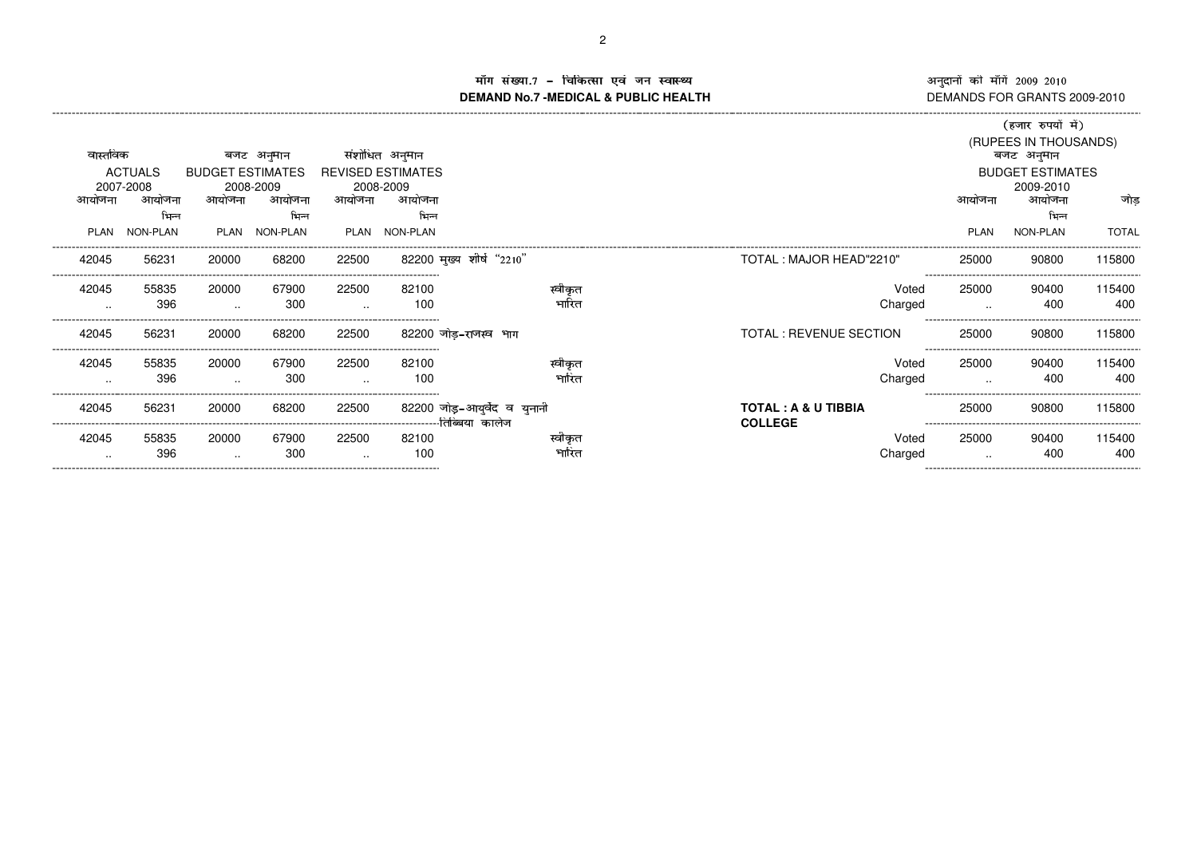**माँग संख्या.7 – चिकित्सा एवं जन स्वास्थ्य**
**DEMAND No.7 -MEDICAL & PUBLIC HEALTH**

अनुदानों की माँगें 2009 2010
DEMANDS FOR GRANTS 2009-2010

(हजार रुपयों में)
(RUPEES IN THOUSANDS)

| वास्तविक ACTUALS 2007-2008 | | बजट अनुमान BUDGET ESTIMATES 2008-2009 | | संशोधित अनुमान REVISED ESTIMATES 2008-2009 | | | | बजट अनुमान BUDGET ESTIMATES 2009-2010 | | |
|---|---|---|---|---|---|---|---|---|---|---|
| आयोजना PLAN | आयोजना भिन्न NON-PLAN | आयोजना PLAN | आयोजना भिन्न NON-PLAN | आयोजना PLAN | आयोजना भिन्न NON-PLAN | | | आयोजना PLAN | आयोजना भिन्न NON-PLAN | जोड़ TOTAL |
| 42045 | 56231 | 20000 | 68200 | 22500 | 82200 | मुख्य शीर्ष "2210" | TOTAL : MAJOR HEAD"2210" | 25000 | 90800 | 115800 |
| 42045 | 55835 | 20000 | 67900 | 22500 | 82100 | स्वीकृत | Voted | 25000 | 90400 | 115400 |
| .. | 396 | .. | 300 | .. | 100 | भारित | Charged | .. | 400 | 400 |
| 42045 | 56231 | 20000 | 68200 | 22500 | 82200 | जोड़-राजस्व भाग | TOTAL : REVENUE SECTION | 25000 | 90800 | 115800 |
| 42045 | 55835 | 20000 | 67900 | 22500 | 82100 | स्वीकृत | Voted | 25000 | 90400 | 115400 |
| .. | 396 | .. | 300 | .. | 100 | भारित | Charged | .. | 400 | 400 |
| 42045 | 56231 | 20000 | 68200 | 22500 | 82200 | जोड़-आयुर्वेद व युनानी तिब्बिया कालेज | **TOTAL : A & U TIBBIA COLLEGE** | 25000 | 90800 | 115800 |
| 42045 | 55835 | 20000 | 67900 | 22500 | 82100 | स्वीकृत | Voted | 25000 | 90400 | 115400 |
| .. | 396 | .. | 300 | .. | 100 | भारित | Charged | .. | 400 | 400 |